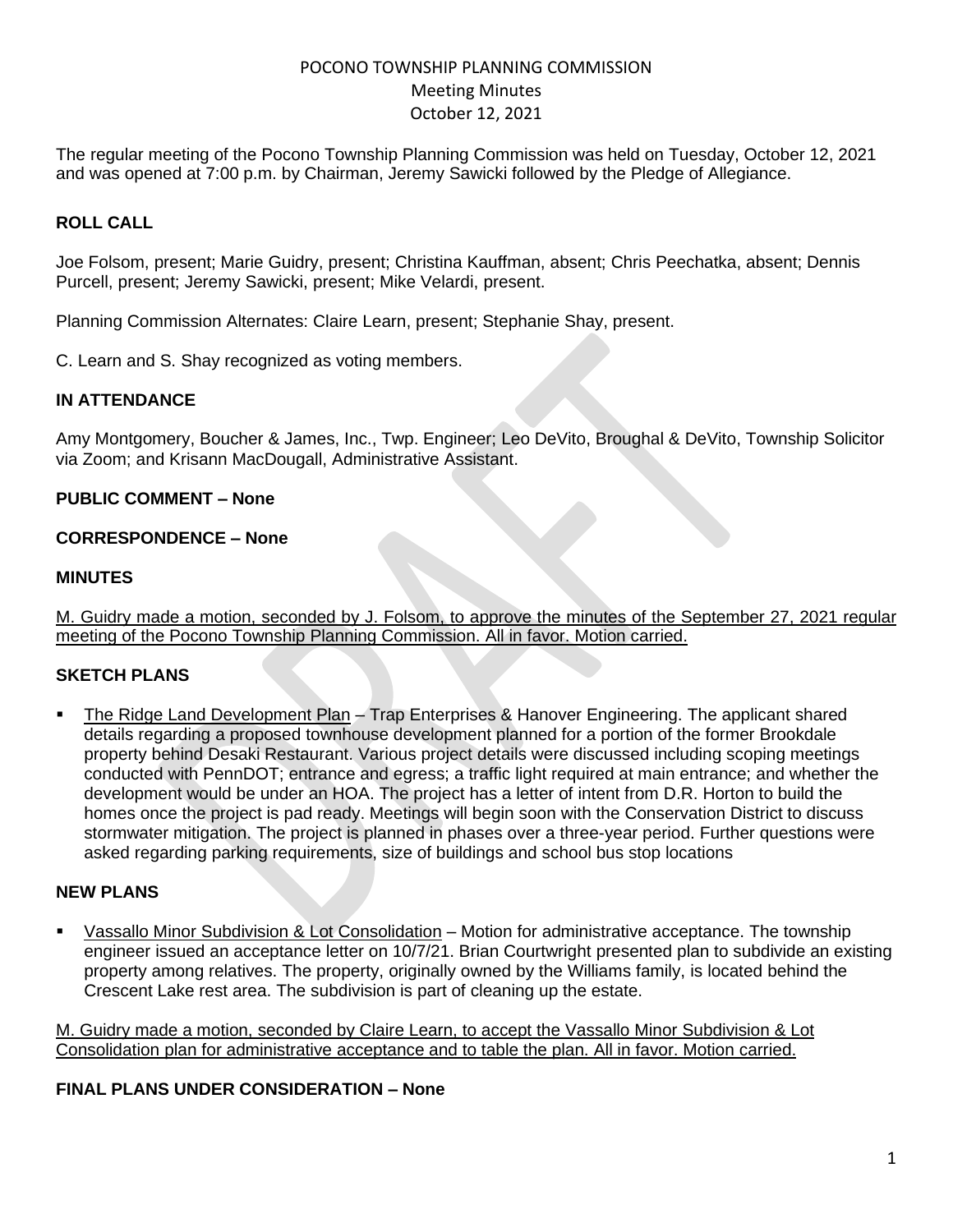# POCONO TOWNSHIP PLANNING COMMISSION
## Meeting Minutes
## October 12, 2021

The regular meeting of the Pocono Township Planning Commission was held on Tuesday, October 12, 2021 and was opened at 7:00 p.m. by Chairman, Jeremy Sawicki followed by the Pledge of Allegiance.

### ROLL CALL

Joe Folsom, present; Marie Guidry, present; Christina Kauffman, absent; Chris Peechatka, absent; Dennis Purcell, present; Jeremy Sawicki, present; Mike Velardi, present.

Planning Commission Alternates: Claire Learn, present; Stephanie Shay, present.

C. Learn and S. Shay recognized as voting members.

### IN ATTENDANCE

Amy Montgomery, Boucher & James, Inc., Twp. Engineer; Leo DeVito, Broughal & DeVito, Township Solicitor via Zoom; and Krisann MacDougall, Administrative Assistant.

### PUBLIC COMMENT – None

### CORRESPONDENCE – None

### MINUTES

M. Guidry made a motion, seconded by J. Folsom, to approve the minutes of the September 27, 2021 regular meeting of the Pocono Township Planning Commission. All in favor. Motion carried.

### SKETCH PLANS

- The Ridge Land Development Plan – Trap Enterprises & Hanover Engineering. The applicant shared details regarding a proposed townhouse development planned for a portion of the former Brookdale property behind Desaki Restaurant. Various project details were discussed including scoping meetings conducted with PennDOT; entrance and egress; a traffic light required at main entrance; and whether the development would be under an HOA. The project has a letter of intent from D.R. Horton to build the homes once the project is pad ready. Meetings will begin soon with the Conservation District to discuss stormwater mitigation. The project is planned in phases over a three-year period. Further questions were asked regarding parking requirements, size of buildings and school bus stop locations

### NEW PLANS

- Vassallo Minor Subdivision & Lot Consolidation – Motion for administrative acceptance. The township engineer issued an acceptance letter on 10/7/21. Brian Courtwright presented plan to subdivide an existing property among relatives. The property, originally owned by the Williams family, is located behind the Crescent Lake rest area. The subdivision is part of cleaning up the estate.

M. Guidry made a motion, seconded by Claire Learn, to accept the Vassallo Minor Subdivision & Lot Consolidation plan for administrative acceptance and to table the plan. All in favor. Motion carried.

### FINAL PLANS UNDER CONSIDERATION – None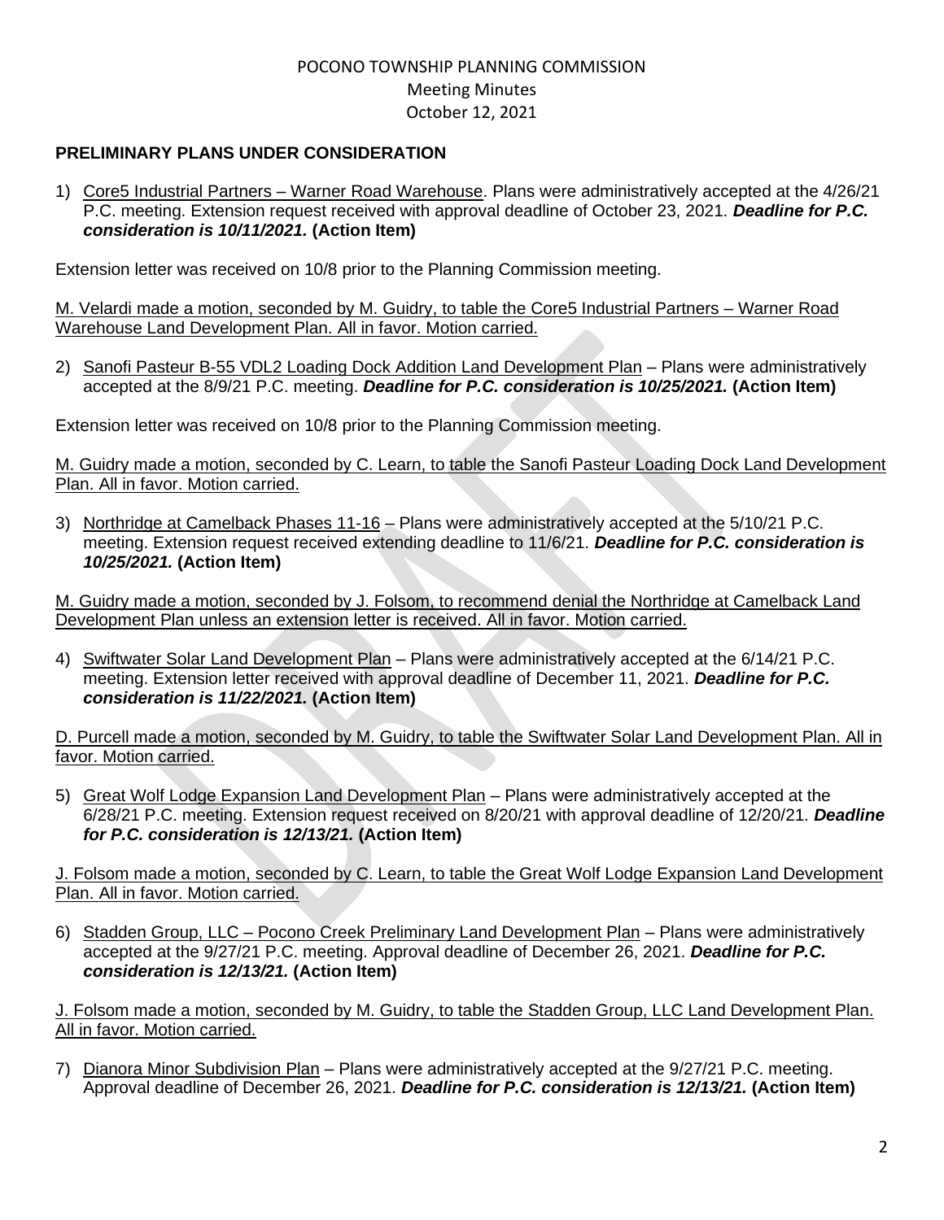POCONO TOWNSHIP PLANNING COMMISSION
Meeting Minutes
October 12, 2021

**PRELIMINARY PLANS UNDER CONSIDERATION**

1) Core5 Industrial Partners – Warner Road Warehouse. Plans were administratively accepted at the 4/26/21 P.C. meeting. Extension request received with approval deadline of October 23, 2021. ***Deadline for P.C. consideration is 10/11/2021.*** **(Action Item)**

Extension letter was received on 10/8 prior to the Planning Commission meeting.

M. Velardi made a motion, seconded by M. Guidry, to table the Core5 Industrial Partners – Warner Road Warehouse Land Development Plan. All in favor. Motion carried.

2) Sanofi Pasteur B-55 VDL2 Loading Dock Addition Land Development Plan – Plans were administratively accepted at the 8/9/21 P.C. meeting. ***Deadline for P.C. consideration is 10/25/2021.*** **(Action Item)**

Extension letter was received on 10/8 prior to the Planning Commission meeting.

M. Guidry made a motion, seconded by C. Learn, to table the Sanofi Pasteur Loading Dock Land Development Plan. All in favor. Motion carried.

3) Northridge at Camelback Phases 11-16 – Plans were administratively accepted at the 5/10/21 P.C. meeting. Extension request received extending deadline to 11/6/21. ***Deadline for P.C. consideration is 10/25/2021.*** **(Action Item)**

M. Guidry made a motion, seconded by J. Folsom, to recommend denial the Northridge at Camelback Land Development Plan unless an extension letter is received. All in favor. Motion carried.

4) Swiftwater Solar Land Development Plan – Plans were administratively accepted at the 6/14/21 P.C. meeting. Extension letter received with approval deadline of December 11, 2021. ***Deadline for P.C. consideration is 11/22/2021.*** **(Action Item)**

D. Purcell made a motion, seconded by M. Guidry, to table the Swiftwater Solar Land Development Plan. All in favor. Motion carried.

5) Great Wolf Lodge Expansion Land Development Plan – Plans were administratively accepted at the 6/28/21 P.C. meeting. Extension request received on 8/20/21 with approval deadline of 12/20/21. ***Deadline for P.C. consideration is 12/13/21.*** **(Action Item)**

J. Folsom made a motion, seconded by C. Learn, to table the Great Wolf Lodge Expansion Land Development Plan. All in favor. Motion carried.

6) Stadden Group, LLC – Pocono Creek Preliminary Land Development Plan – Plans were administratively accepted at the 9/27/21 P.C. meeting. Approval deadline of December 26, 2021. ***Deadline for P.C. consideration is 12/13/21.*** **(Action Item)**

J. Folsom made a motion, seconded by M. Guidry, to table the Stadden Group, LLC Land Development Plan. All in favor. Motion carried.

7) Dianora Minor Subdivision Plan – Plans were administratively accepted at the 9/27/21 P.C. meeting. Approval deadline of December 26, 2021. ***Deadline for P.C. consideration is 12/13/21.*** **(Action Item)**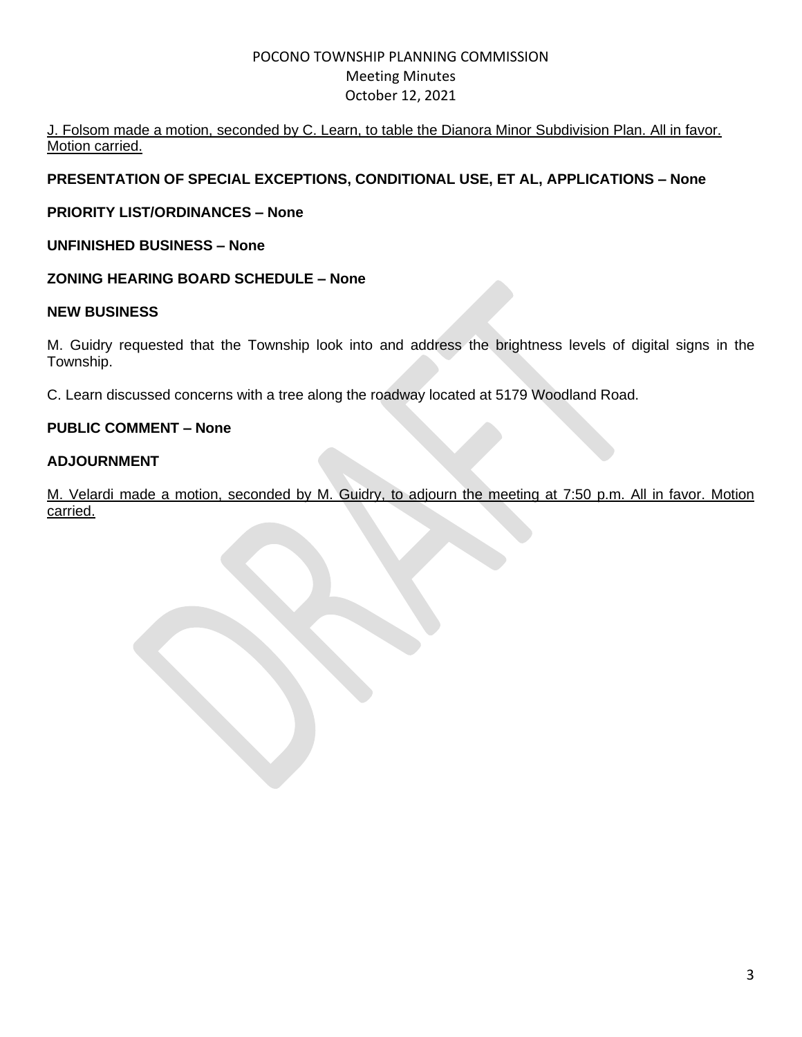J. Folsom made a motion, seconded by C. Learn, to table the Dianora Minor Subdivision Plan. All in favor. Motion carried.

**PRESENTATION OF SPECIAL EXCEPTIONS, CONDITIONAL USE, ET AL, APPLICATIONS – None**

**PRIORITY LIST/ORDINANCES – None**

**UNFINISHED BUSINESS – None**

**ZONING HEARING BOARD SCHEDULE – None**

**NEW BUSINESS**

M. Guidry requested that the Township look into and address the brightness levels of digital signs in the Township.

C. Learn discussed concerns with a tree along the roadway located at 5179 Woodland Road.

**PUBLIC COMMENT – None**

**ADJOURNMENT**

M. Velardi made a motion, seconded by M. Guidry, to adjourn the meeting at 7:50 p.m. All in favor. Motion carried.